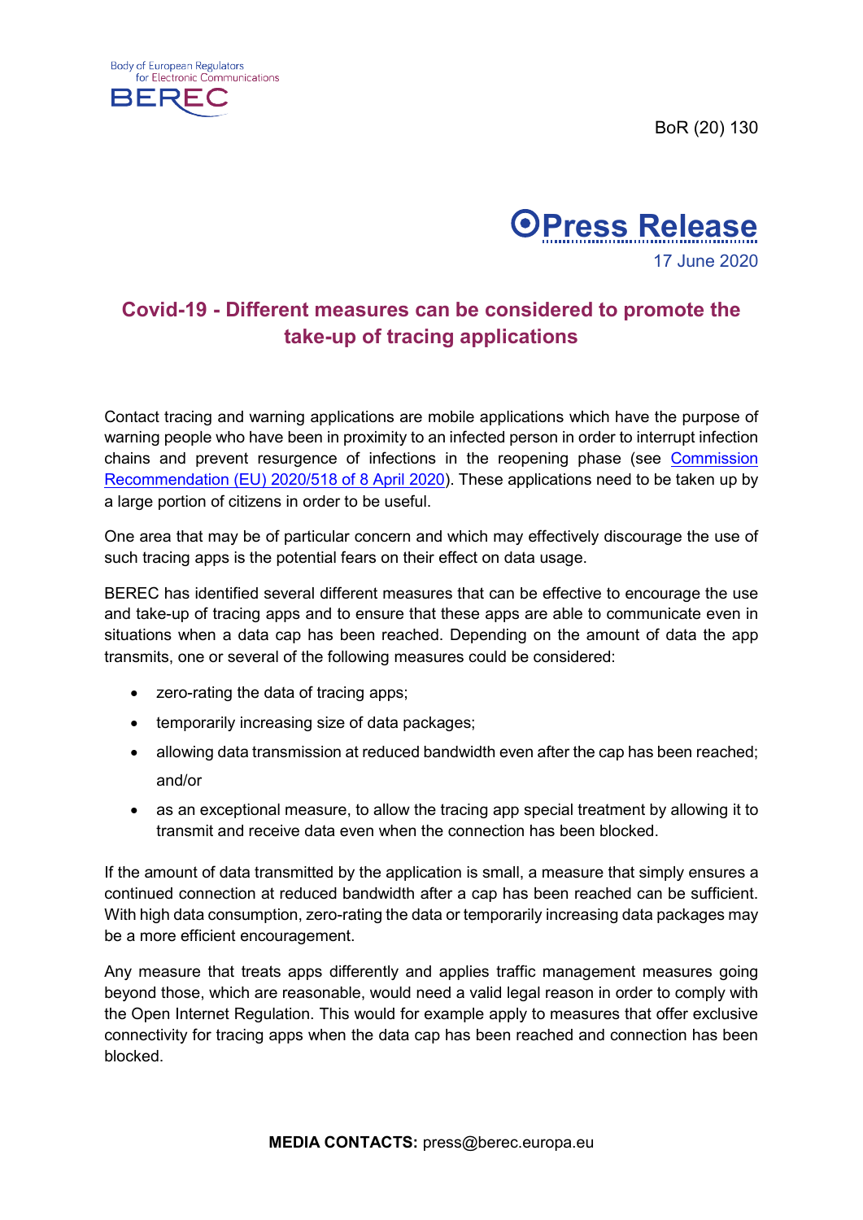Body of European Regulators for Electronic Communications

BEREC

BoR (20) 130

**Press Release**

17 June 2020

# Covid-19 - Different measures can be considered to promote the take-up of tracing applications

Contact tracing and warning applications are mobile applications which have the purpose of warning people who have been in proximity to an infected person in order to interrupt infection chains and prevent resurgence of infections in the reopening phase (see [Commission Recommendation (EU) 2020/518 of 8 April 2020](#)). These applications need to be taken up by a large portion of citizens in order to be useful.

One area that may be of particular concern and which may effectively discourage the use of such tracing apps is the potential fears on their effect on data usage.

BEREC has identified several different measures that can be effective to encourage the use and take-up of tracing apps and to ensure that these apps are able to communicate even in situations when a data cap has been reached. Depending on the amount of data the app transmits, one or several of the following measures could be considered:

- zero-rating the data of tracing apps;
- temporarily increasing size of data packages;
- allowing data transmission at reduced bandwidth even after the cap has been reached; and/or
- as an exceptional measure, to allow the tracing app special treatment by allowing it to transmit and receive data even when the connection has been blocked.

If the amount of data transmitted by the application is small, a measure that simply ensures a continued connection at reduced bandwidth after a cap has been reached can be sufficient. With high data consumption, zero-rating the data or temporarily increasing data packages may be a more efficient encouragement.

Any measure that treats apps differently and applies traffic management measures going beyond those, which are reasonable, would need a valid legal reason in order to comply with the Open Internet Regulation. This would for example apply to measures that offer exclusive connectivity for tracing apps when the data cap has been reached and connection has been blocked.

**MEDIA CONTACTS:** press@berec.europa.eu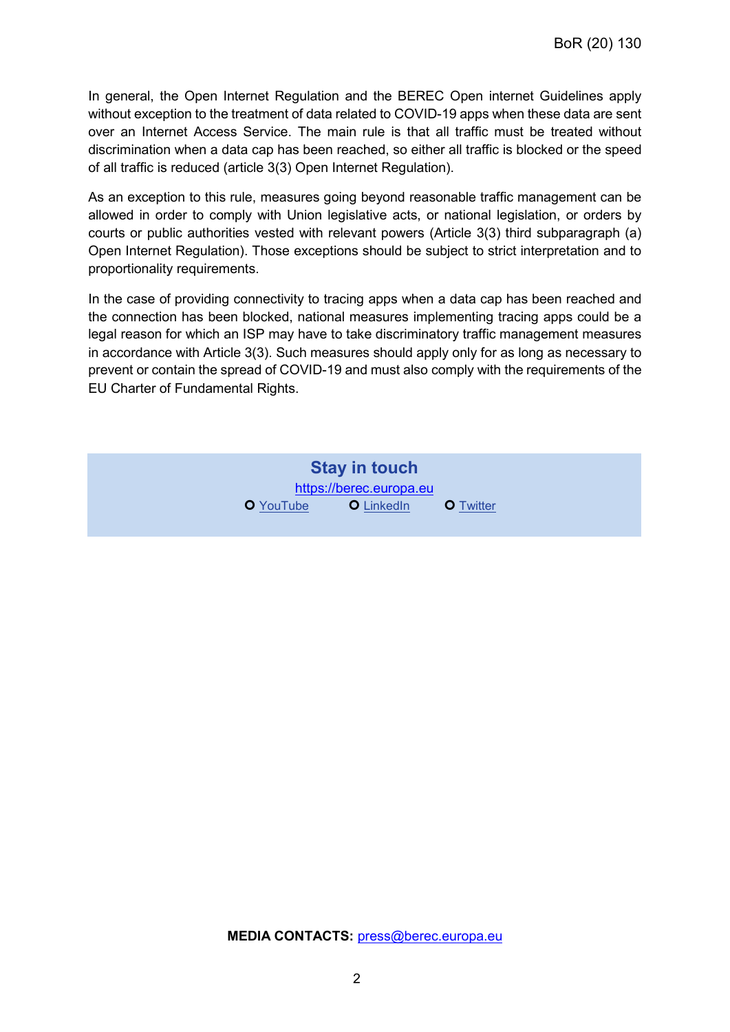In general, the Open Internet Regulation and the BEREC Open internet Guidelines apply without exception to the treatment of data related to COVID-19 apps when these data are sent over an Internet Access Service. The main rule is that all traffic must be treated without discrimination when a data cap has been reached, so either all traffic is blocked or the speed of all traffic is reduced (article 3(3) Open Internet Regulation).

As an exception to this rule, measures going beyond reasonable traffic management can be allowed in order to comply with Union legislative acts, or national legislation, or orders by courts or public authorities vested with relevant powers (Article 3(3) third subparagraph (a) Open Internet Regulation). Those exceptions should be subject to strict interpretation and to proportionality requirements.

In the case of providing connectivity to tracing apps when a data cap has been reached and the connection has been blocked, national measures implementing tracing apps could be a legal reason for which an ISP may have to take discriminatory traffic management measures in accordance with Article 3(3). Such measures should apply only for as long as necessary to prevent or contain the spread of COVID-19 and must also comply with the requirements of the EU Charter of Fundamental Rights.

**Stay in touch**

https://berec.europa.eu

- YouTube
- LinkedIn
- Twitter

**MEDIA CONTACTS:** press@berec.europa.eu